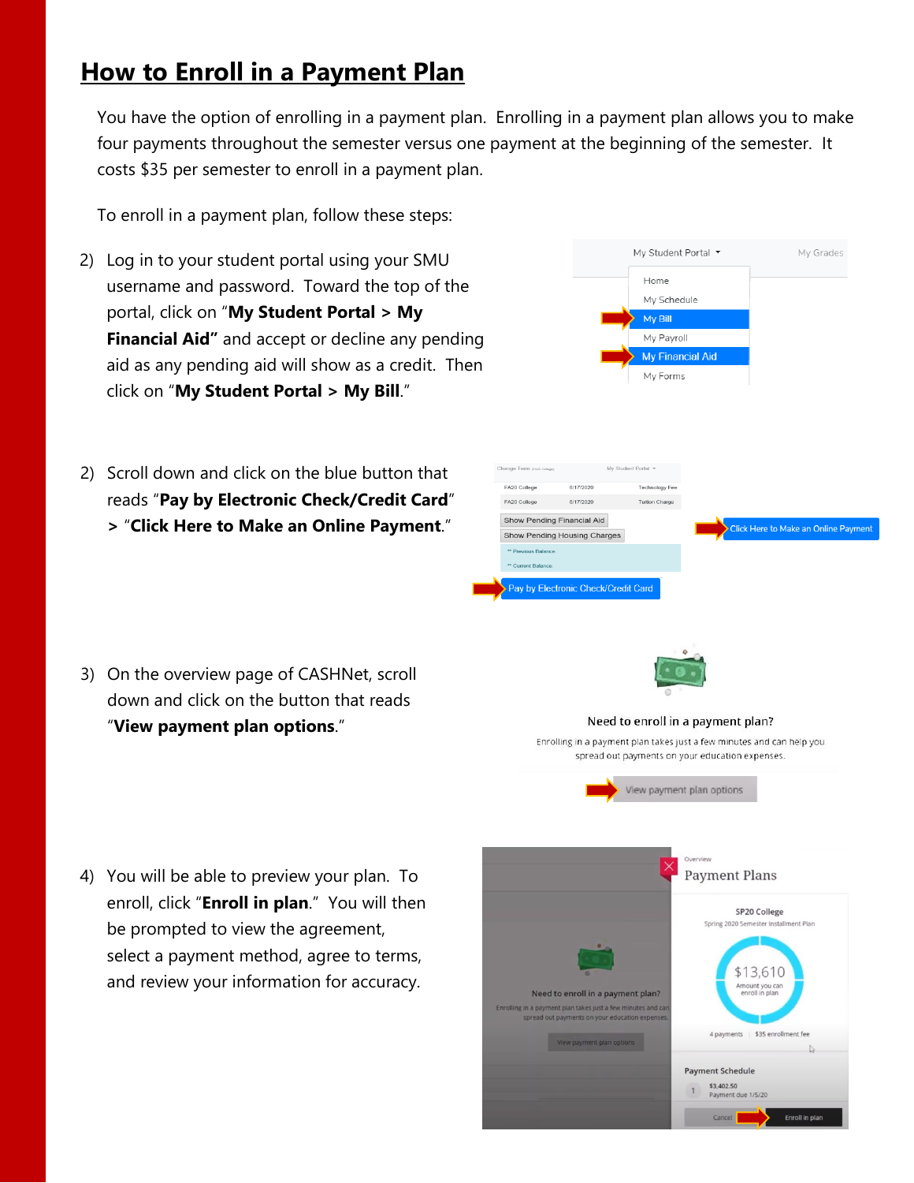# How to Enroll in a Payment Plan

You have the option of enrolling in a payment plan. Enrolling in a payment plan allows you to make four payments throughout the semester versus one payment at the beginning of the semester. It costs $35 per semester to enroll in a payment plan.

To enroll in a payment plan, follow these steps:

2) Log in to your student portal using your SMU username and password. Toward the top of the portal, click on "**My Student Portal > My Financial Aid"** and accept or decline any pending aid as any pending aid will show as a credit. Then click on "**My Student Portal > My Bill**."

2) Scroll down and click on the blue button that reads "**Pay by Electronic Check/Credit Card**" > "**Click Here to Make an Online Payment**."

3) On the overview page of CASHNet, scroll down and click on the button that reads "**View payment plan options**."

4) You will be able to preview your plan. To enroll, click "**Enroll in plan**." You will then be prompted to view the agreement, select a payment method, agree to terms, and review your information for accuracy.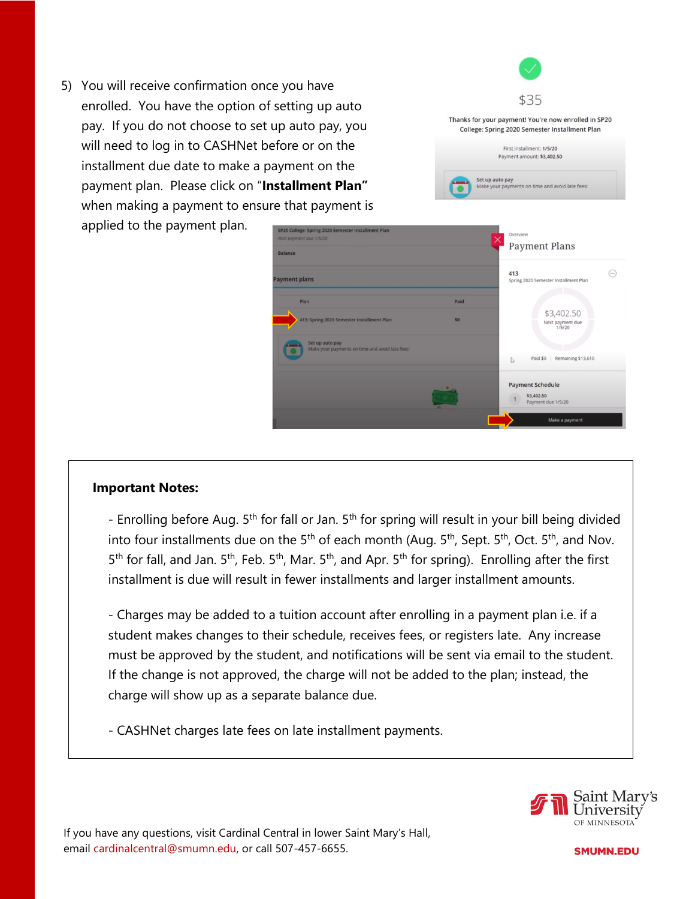5) You will receive confirmation once you have enrolled. You have the option of setting up auto pay. If you do not choose to set up auto pay, you will need to log in to CASHNet before or on the installment due date to make a payment on the payment plan. Please click on "**Installment Plan"** when making a payment to ensure that payment is applied to the payment plan.

**Important Notes:**

- Enrolling before Aug. 5th for fall or Jan. 5th for spring will result in your bill being divided into four installments due on the 5th of each month (Aug. 5th, Sept. 5th, Oct. 5th, and Nov. 5th for fall, and Jan. 5th, Feb. 5th, Mar. 5th, and Apr. 5th for spring). Enrolling after the first installment is due will result in fewer installments and larger installment amounts.

- Charges may be added to a tuition account after enrolling in a payment plan i.e. if a student makes changes to their schedule, receives fees, or registers late. Any increase must be approved by the student, and notifications will be sent via email to the student. If the change is not approved, the charge will not be added to the plan; instead, the charge will show up as a separate balance due.

- CASHNet charges late fees on late installment payments.

If you have any questions, visit Cardinal Central in lower Saint Mary's Hall, email cardinalcentral@smumn.edu, or call 507-457-6655.

Saint Mary's University OF MINNESOTA

SMUMN.EDU